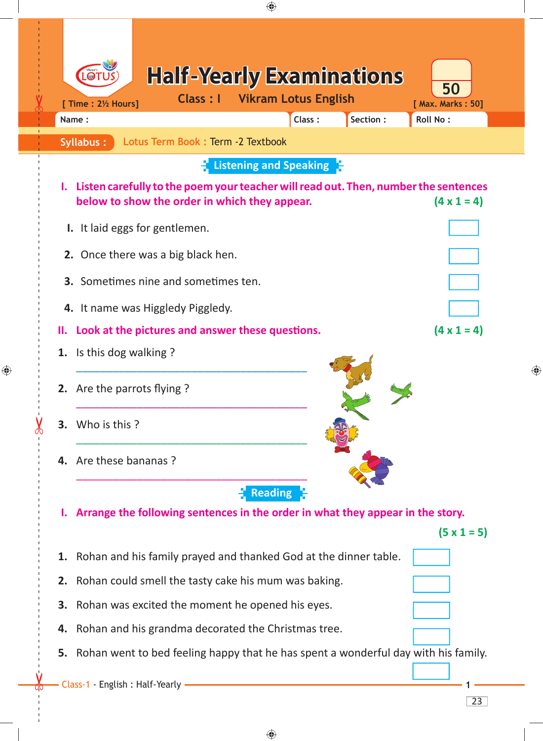# Half-Yearly Examinations

**Class : I** Vikram Lotus English

[ Time : 2½ Hours] [ Max. Marks : 50]

Name : Class : Section : Roll No :

**Syllabus :** Lotus Term Book : Term -2 Textbook

## Listening and Speaking

**I. Listen carefully to the poem your teacher will read out. Then, number the sentences below to show the order in which they appear.** **(4 x 1 = 4)**

I. It laid eggs for gentlemen. ☐

2. Once there was a big black hen. ☐

3. Sometimes nine and sometimes ten. ☐

4. It name was Higgledy Piggledy. ☐

**II. Look at the pictures and answer these questions.** **(4 x 1 = 4)**

1. Is this dog walking ?

_______________________________________

2. Are the parrots flying ?

_______________________________________

3. Who is this ?

_______________________________________

4. Are these bananas ?

_______________________________________

## Reading

**I. Arrange the following sentences in the order in what they appear in the story.**

**(5 x 1 = 5)**

1. Rohan and his family prayed and thanked God at the dinner table. ☐

2. Rohan could smell the tasty cake his mum was baking. ☐

3. Rohan was excited the moment he opened his eyes. ☐

4. Rohan and his grandma decorated the Christmas tree. ☐

5. Rohan went to bed feeling happy that he has spent a wonderful day with his family. ☐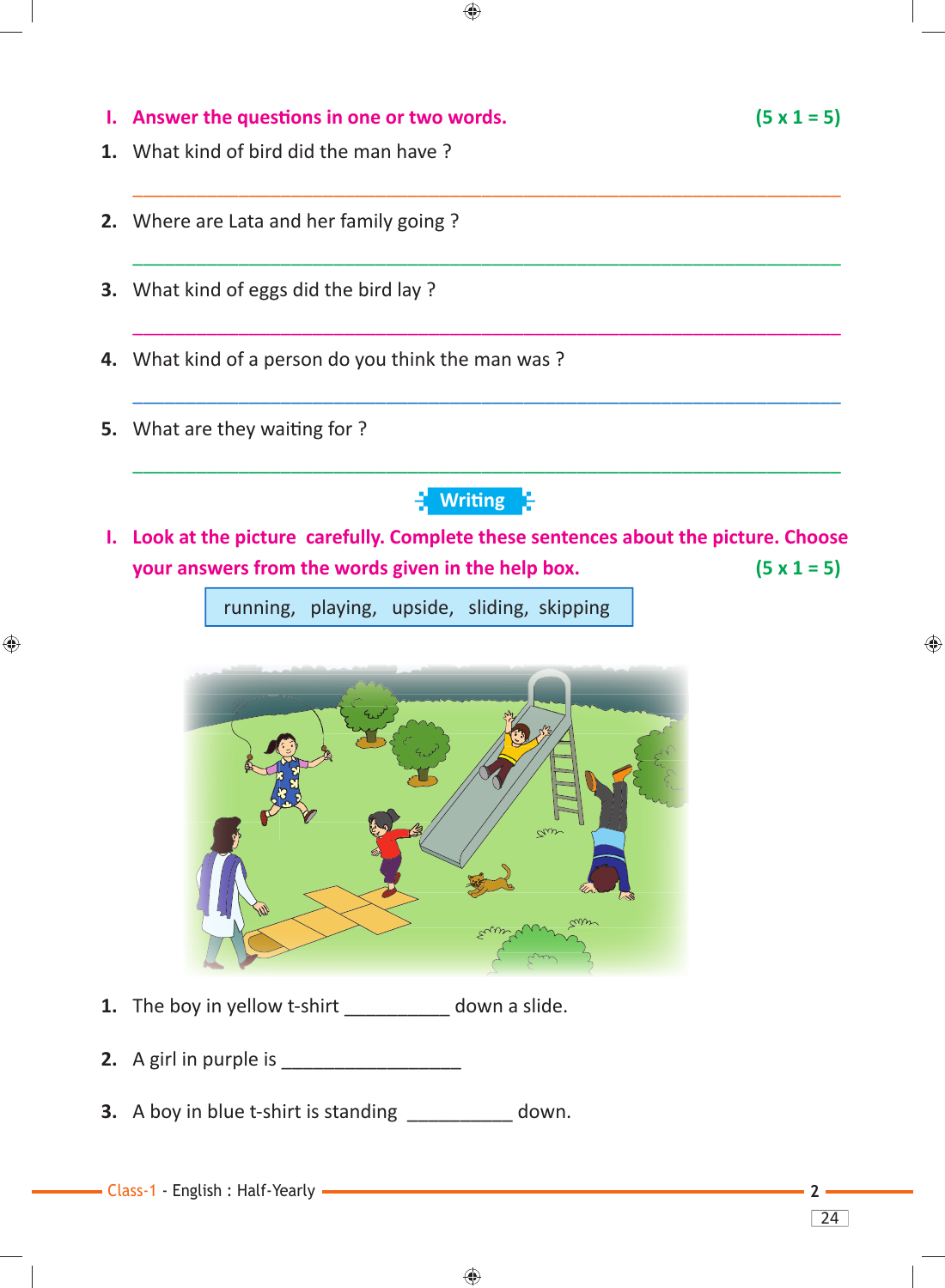## I. Answer the questions in one or two words. (5 x 1 = 5)

1. What kind of bird did the man have ?

   ______________________________________________

2. Where are Lata and her family going ?

   ______________________________________________

3. What kind of eggs did the bird lay ?

   ______________________________________________

4. What kind of a person do you think the man was ?

   ______________________________________________

5. What are they waiting for ?

   ______________________________________________

## Writing

## I. Look at the picture carefully. Complete these sentences about the picture. Choose your answers from the words given in the help box. (5 x 1 = 5)

| running, playing, upside, sliding, skipping |
|---|

1. The boy in yellow t-shirt __________ down a slide.

2. A girl in purple is _________________

3. A boy in blue t-shirt is standing __________ down.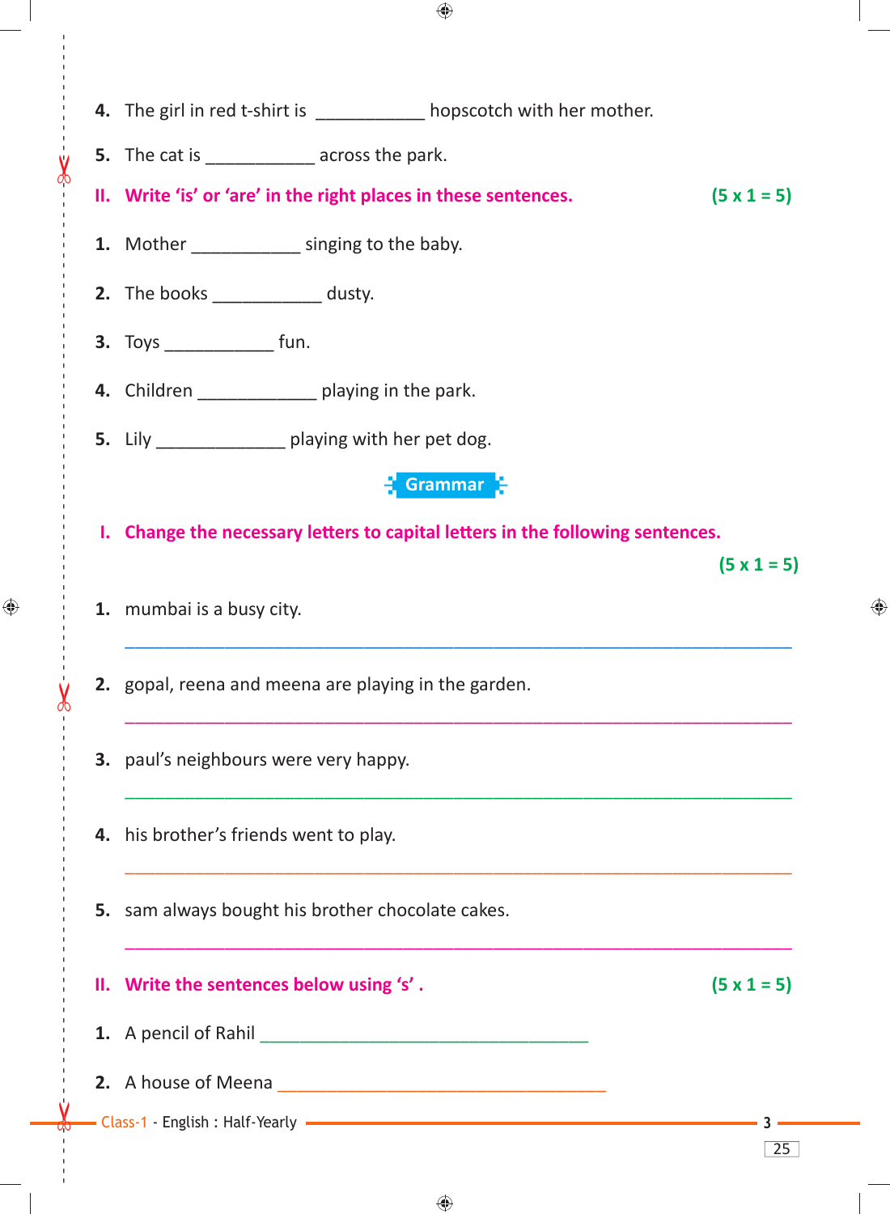4. The girl in red t-shirt is ___________ hopscotch with her mother.

5. The cat is ___________ across the park.

**II. Write 'is' or 'are' in the right places in these sentences.** **(5 x 1 = 5)**

1. Mother ___________ singing to the baby.

2. The books ___________ dusty.

3. Toys ___________ fun.

4. Children ____________ playing in the park.

5. Lily _____________ playing with her pet dog.

## Grammar

**I. Change the necessary letters to capital letters in the following sentences.** **(5 x 1 = 5)**

1. mumbai is a busy city.

_______________________________________________________________

2. gopal, reena and meena are playing in the garden.

_______________________________________________________________

3. paul's neighbours were very happy.

_______________________________________________________________

4. his brother's friends went to play.

_______________________________________________________________

5. sam always bought his brother chocolate cakes.

_______________________________________________________________

**II. Write the sentences below using 's' .** **(5 x 1 = 5)**

1. A pencil of Rahil ___________________________________

2. A house of Meena ___________________________________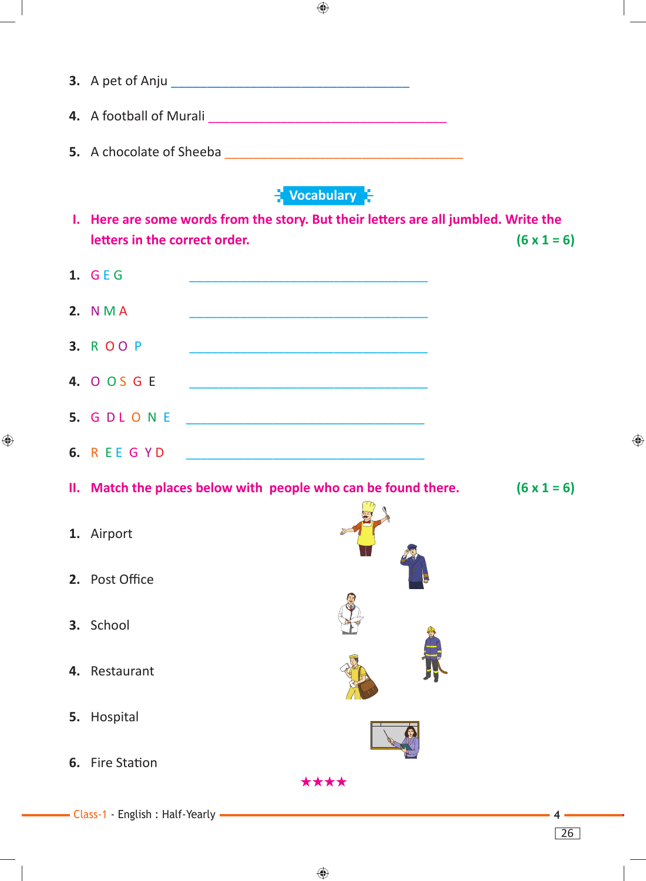3. A pet of Anju ___________________________________

4. A football of Murali ___________________________________

5. A chocolate of Sheeba ___________________________________

## Vocabulary

**I. Here are some words from the story. But their letters are all jumbled. Write the letters in the correct order.** **(6 x 1 = 6)**

1. G E G ___________________________________

2. N M A ___________________________________

3. R O O P ___________________________________

4. O O S G E ___________________________________

5. G D L O N E ___________________________________

6. R E E G Y D ___________________________________

**II. Match the places below with people who can be found there.** **(6 x 1 = 6)**

1. Airport
2. Post Office
3. School
4. Restaurant
5. Hospital
6. Fire Station

★★★★